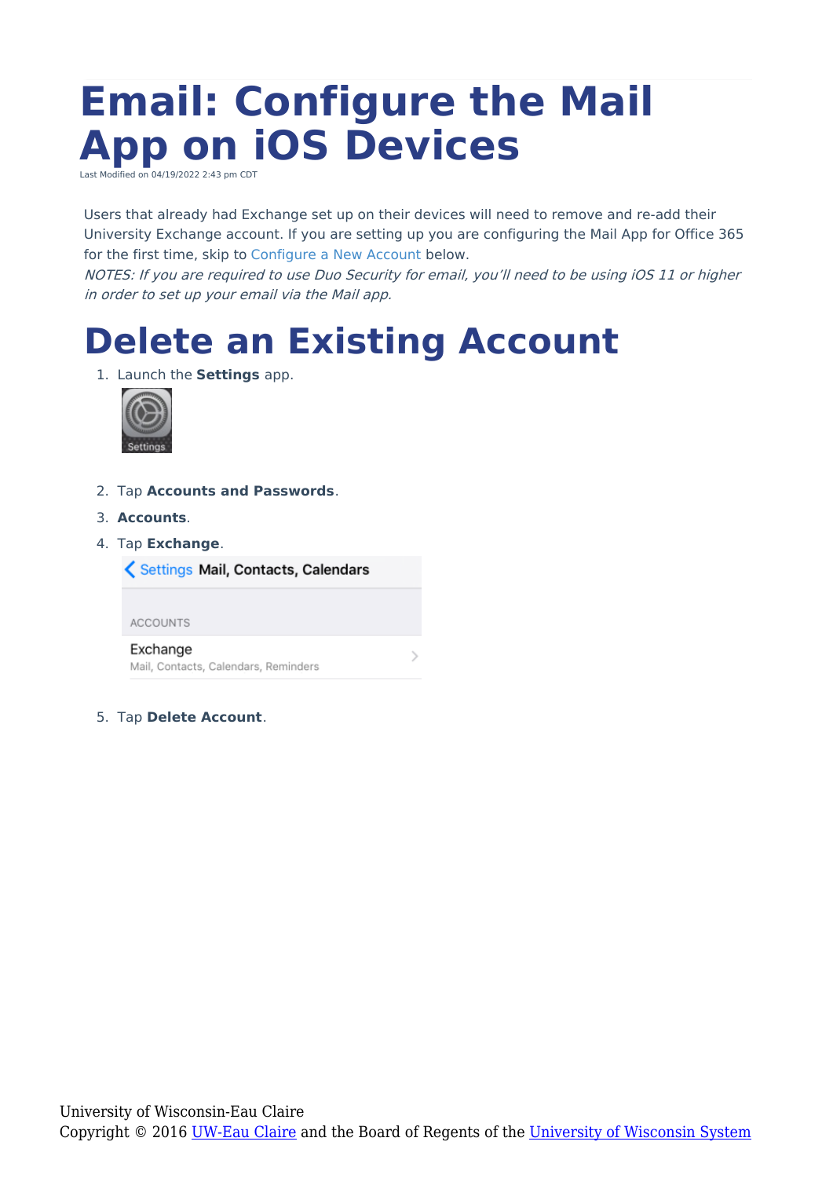# Email: Configure the Mail App on iOS Devices

Last Modified on 04/19/2022 2:43 pm CDT

Users that already had Exchange set up on their devices will need to remove and re-add their University Exchange account. If you are setting up you are configuring the Mail App for Office 365 for the first time, skip to Configure a New Account below.

*NOTES: If you are required to use Duo Security for email, you'll need to be using iOS 11 or higher in order to set up your email via the Mail app.*

# Delete an Existing Account

1. Launch the **Settings** app.
2. Tap **Accounts and Passwords**.
3. **Accounts**.
4. Tap **Exchange**.
5. Tap **Delete Account**.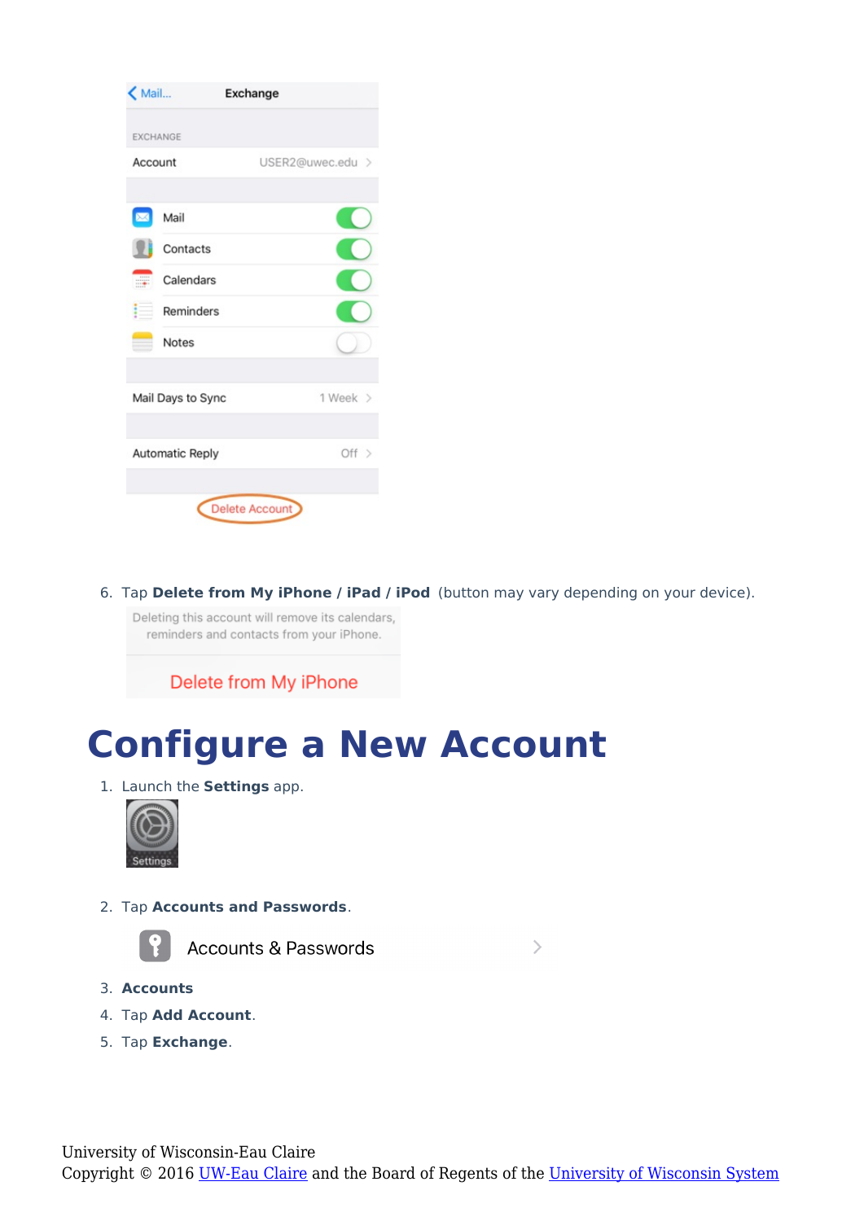6. Tap **Delete from My iPhone / iPad / iPod** (button may vary depending on your device).

# Configure a New Account

1. Launch the **Settings** app.
2. Tap **Accounts and Passwords**.
3. **Accounts**
4. Tap **Add Account**.
5. Tap **Exchange**.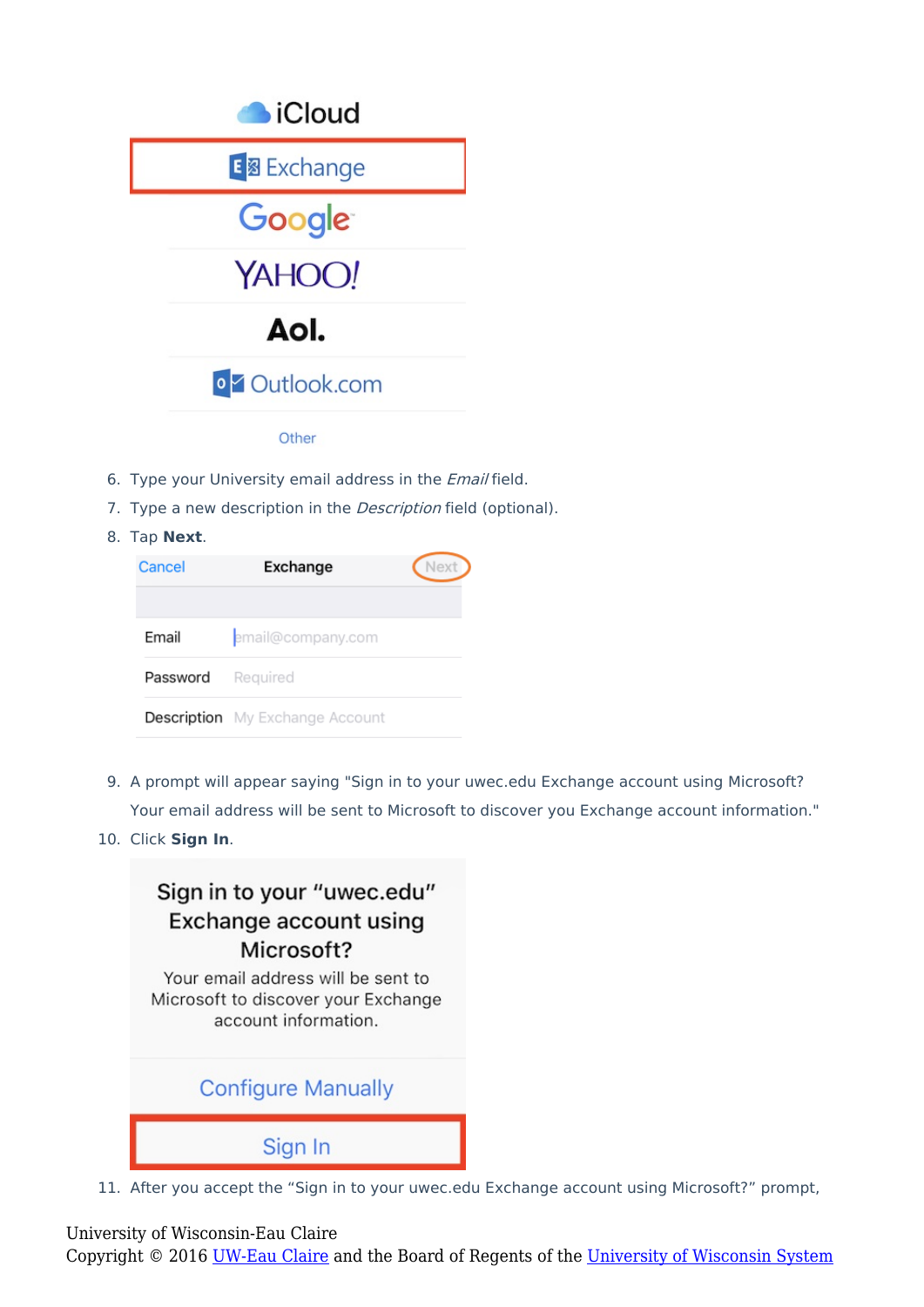6. Type your University email address in the *Email* field.
7. Type a new description in the *Description* field (optional).
8. Tap **Next**.

9. A prompt will appear saying "Sign in to your uwec.edu Exchange account using Microsoft? Your email address will be sent to Microsoft to discover you Exchange account information."
10. Click **Sign In**.

11. After you accept the "Sign in to your uwec.edu Exchange account using Microsoft?" prompt,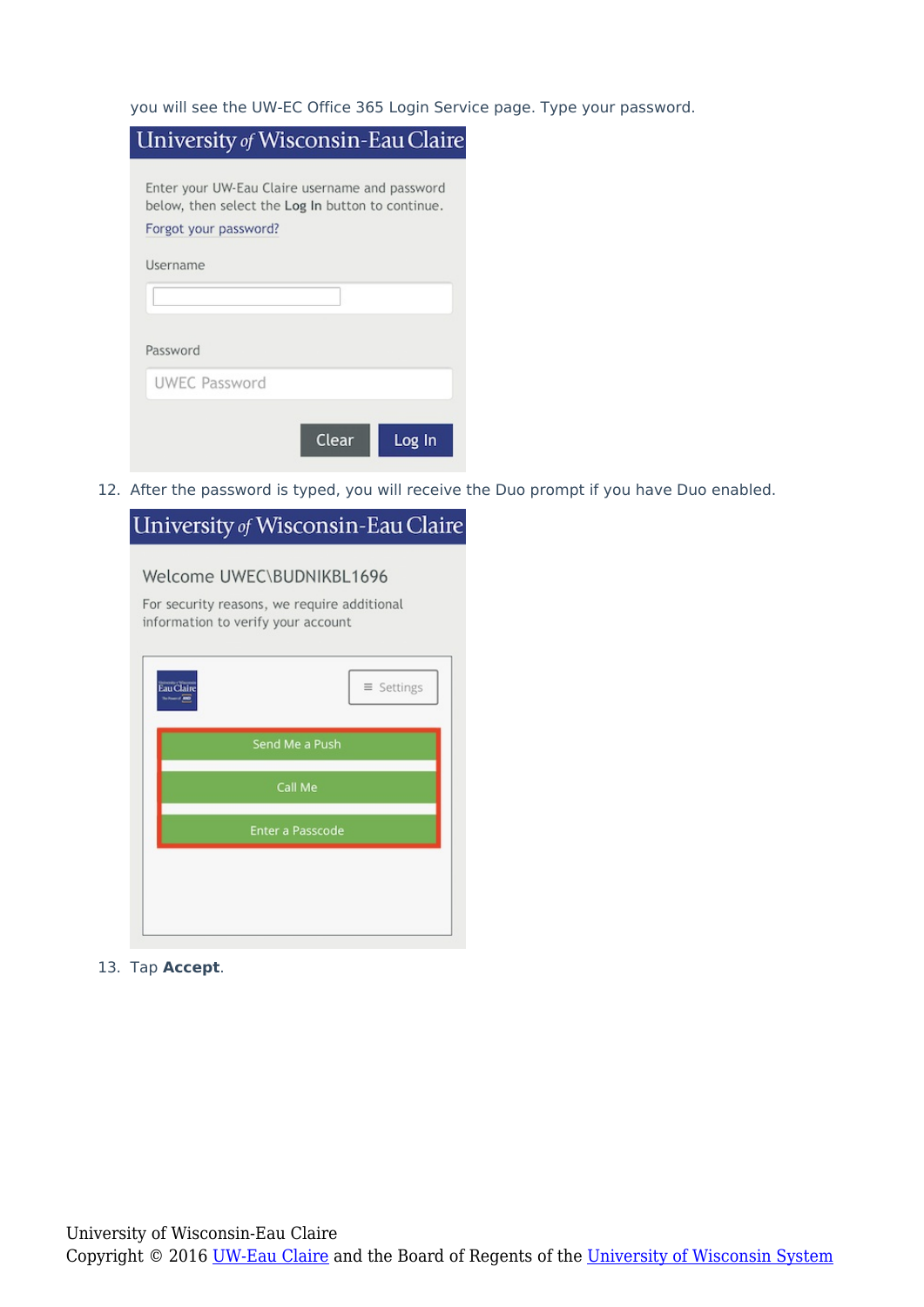you will see the UW-EC Office 365 Login Service page. Type your password.

12. After the password is typed, you will receive the Duo prompt if you have Duo enabled.

13. Tap **Accept**.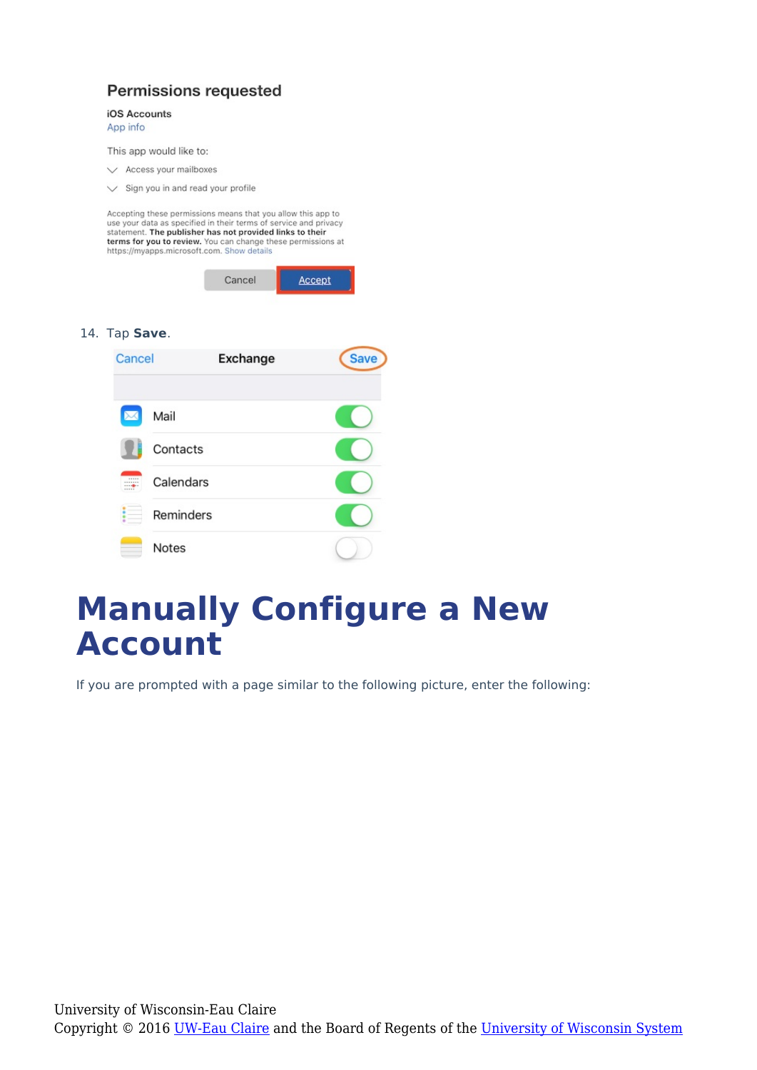14. Tap **Save**.

# Manually Configure a New Account

If you are prompted with a page similar to the following picture, enter the following:

University of Wisconsin-Eau Claire
Copyright © 2016 UW-Eau Claire and the Board of Regents of the University of Wisconsin System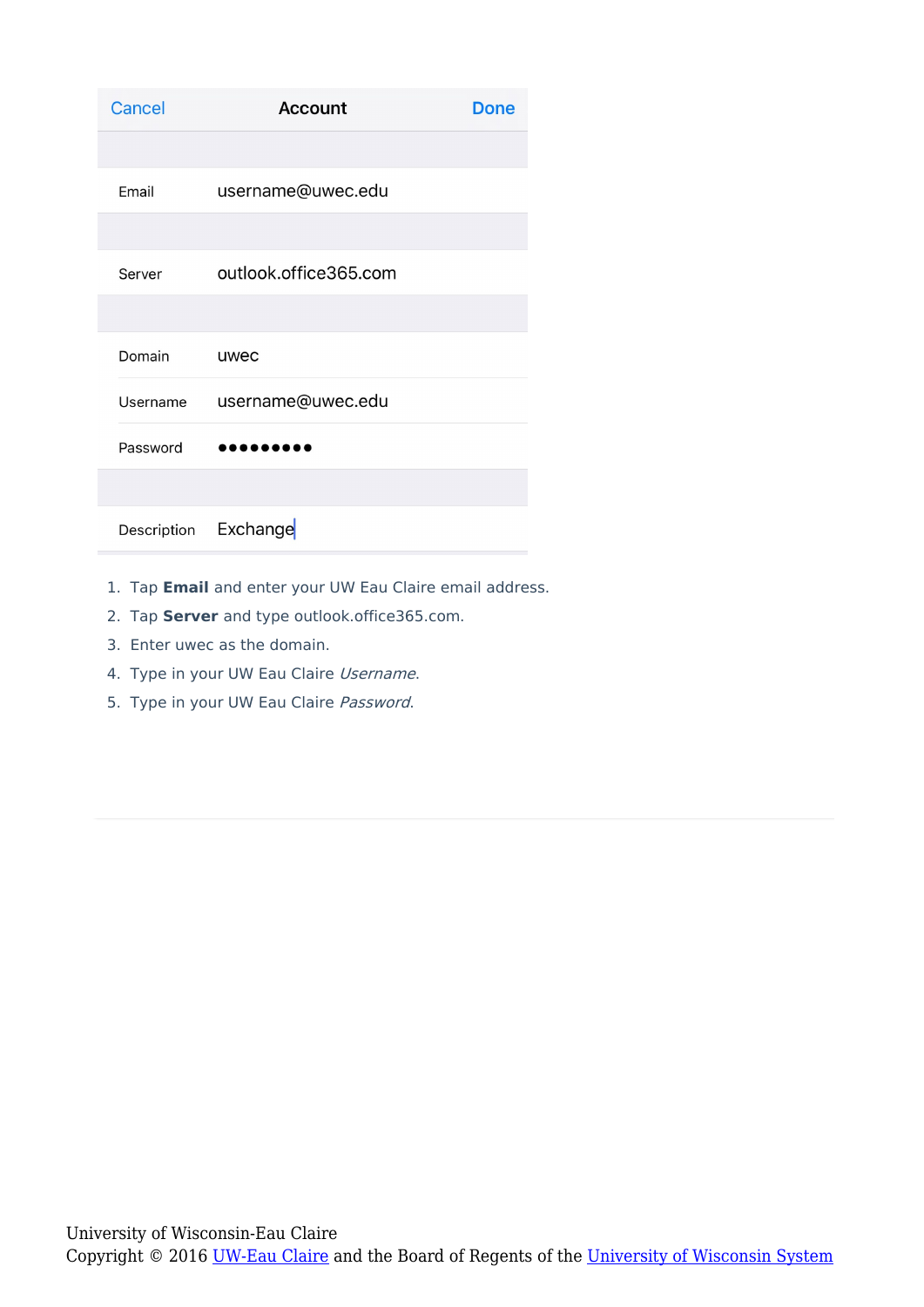| | |
|---|---|
| Cancel | Account | Done |

Wait—this is a screenshot; no images detected though.

Cancel Account Done

Email username@uwec.edu

Server outlook.office365.com

Domain uwec

Username username@uwec.edu

Password ●●●●●●●●●

Description Exchange

1. Tap **Email** and enter your UW Eau Claire email address.
2. Tap **Server** and type outlook.office365.com.
3. Enter uwec as the domain.
4. Type in your UW Eau Claire *Username*.
5. Type in your UW Eau Claire *Password*.

University of Wisconsin-Eau Claire
Copyright © 2016 UW-Eau Claire and the Board of Regents of the University of Wisconsin System